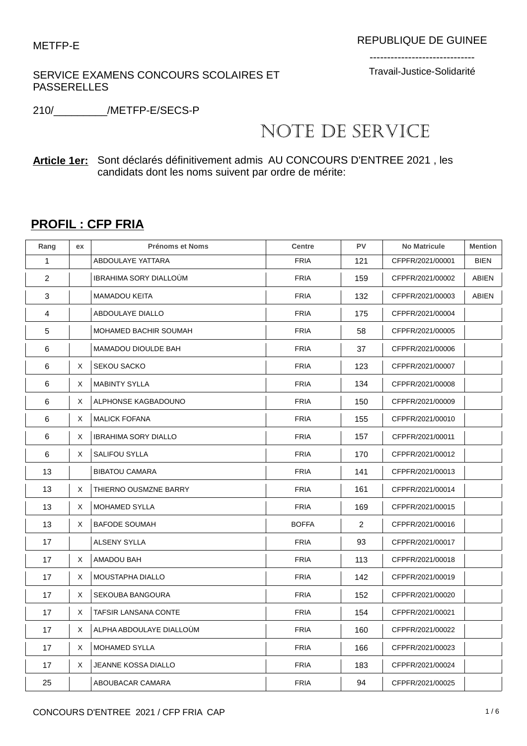METFP-E

REPUBLIQUE DE GUINEE

------------------------------

Travail-Justice-Solidarité

SERVICE EXAMENS CONCOURS SCOLAIRES ET PASSERELLES

210/_________/METFP-E/SECS-P

# NOTE DE SERVICE

**Article 1er:** Sont déclarés définitivement admis AU CONCOURS D'ENTREE 2021 , les candidats dont les noms suivent par ordre de mérite:

## PROFIL : CFP FRIA

| Rang | ex | Prénoms et Noms | Centre | PV | No Matricule | Mention |
|---|---|---|---|---|---|---|
| 1 | | ABDOULAYE YATTARA | FRIA | 121 | CFPFR/2021/00001 | BIEN |
| 2 | | IBRAHIMA SORY DIALLOÙM | FRIA | 159 | CFPFR/2021/00002 | ABIEN |
| 3 | | MAMADOU KEITA | FRIA | 132 | CFPFR/2021/00003 | ABIEN |
| 4 | | ABDOULAYE DIALLO | FRIA | 175 | CFPFR/2021/00004 | |
| 5 | | MOHAMED BACHIR SOUMAH | FRIA | 58 | CFPFR/2021/00005 | |
| 6 | | MAMADOU DIOULDE BAH | FRIA | 37 | CFPFR/2021/00006 | |
| 6 | X | SEKOU SACKO | FRIA | 123 | CFPFR/2021/00007 | |
| 6 | X | MABINTY SYLLA | FRIA | 134 | CFPFR/2021/00008 | |
| 6 | X | ALPHONSE KAGBADOUNO | FRIA | 150 | CFPFR/2021/00009 | |
| 6 | X | MALICK FOFANA | FRIA | 155 | CFPFR/2021/00010 | |
| 6 | X | IBRAHIMA SORY DIALLO | FRIA | 157 | CFPFR/2021/00011 | |
| 6 | X | SALIFOU SYLLA | FRIA | 170 | CFPFR/2021/00012 | |
| 13 | | BIBATOU CAMARA | FRIA | 141 | CFPFR/2021/00013 | |
| 13 | X | THIERNO OUSMZNE BARRY | FRIA | 161 | CFPFR/2021/00014 | |
| 13 | X | MOHAMED SYLLA | FRIA | 169 | CFPFR/2021/00015 | |
| 13 | X | BAFODE SOUMAH | BOFFA | 2 | CFPFR/2021/00016 | |
| 17 | | ALSENY SYLLA | FRIA | 93 | CFPFR/2021/00017 | |
| 17 | X | AMADOU BAH | FRIA | 113 | CFPFR/2021/00018 | |
| 17 | X | MOUSTAPHA DIALLO | FRIA | 142 | CFPFR/2021/00019 | |
| 17 | X | SEKOUBA BANGOURA | FRIA | 152 | CFPFR/2021/00020 | |
| 17 | X | TAFSIR LANSANA CONTE | FRIA | 154 | CFPFR/2021/00021 | |
| 17 | X | ALPHA ABDOULAYE DIALLOÙM | FRIA | 160 | CFPFR/2021/00022 | |
| 17 | X | MOHAMED SYLLA | FRIA | 166 | CFPFR/2021/00023 | |
| 17 | X | JEANNE KOSSA DIALLO | FRIA | 183 | CFPFR/2021/00024 | |
| 25 | | ABOUBACAR CAMARA | FRIA | 94 | CFPFR/2021/00025 | |

CONCOURS D'ENTREE 2021 / CFP FRIA CAP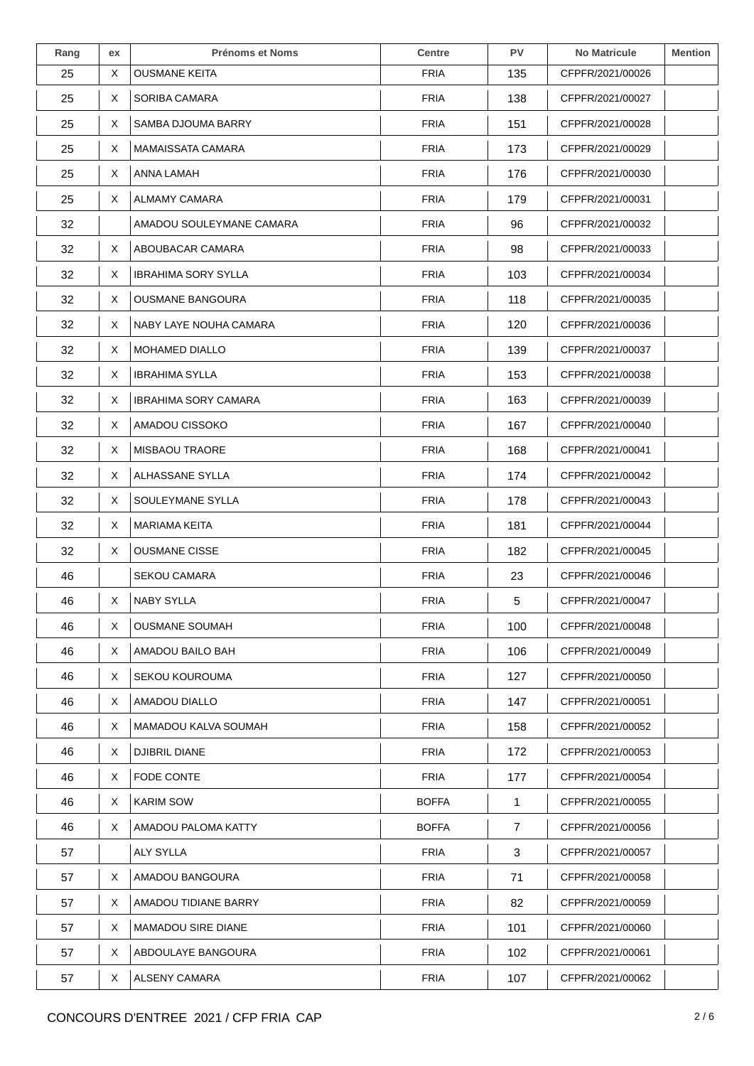| Rang | ex | Prénoms et Noms | Centre | PV | No Matricule | Mention |
|---|---|---|---|---|---|---|
| 25 | X | OUSMANE KEITA | FRIA | 135 | CFPFR/2021/00026 | |
| 25 | X | SORIBA CAMARA | FRIA | 138 | CFPFR/2021/00027 | |
| 25 | X | SAMBA DJOUMA BARRY | FRIA | 151 | CFPFR/2021/00028 | |
| 25 | X | MAMAISSATA CAMARA | FRIA | 173 | CFPFR/2021/00029 | |
| 25 | X | ANNA LAMAH | FRIA | 176 | CFPFR/2021/00030 | |
| 25 | X | ALMAMY CAMARA | FRIA | 179 | CFPFR/2021/00031 | |
| 32 | | AMADOU SOULEYMANE CAMARA | FRIA | 96 | CFPFR/2021/00032 | |
| 32 | X | ABOUBACAR CAMARA | FRIA | 98 | CFPFR/2021/00033 | |
| 32 | X | IBRAHIMA SORY SYLLA | FRIA | 103 | CFPFR/2021/00034 | |
| 32 | X | OUSMANE BANGOURA | FRIA | 118 | CFPFR/2021/00035 | |
| 32 | X | NABY LAYE NOUHA CAMARA | FRIA | 120 | CFPFR/2021/00036 | |
| 32 | X | MOHAMED DIALLO | FRIA | 139 | CFPFR/2021/00037 | |
| 32 | X | IBRAHIMA SYLLA | FRIA | 153 | CFPFR/2021/00038 | |
| 32 | X | IBRAHIMA SORY CAMARA | FRIA | 163 | CFPFR/2021/00039 | |
| 32 | X | AMADOU CISSOKO | FRIA | 167 | CFPFR/2021/00040 | |
| 32 | X | MISBAOU TRAORE | FRIA | 168 | CFPFR/2021/00041 | |
| 32 | X | ALHASSANE SYLLA | FRIA | 174 | CFPFR/2021/00042 | |
| 32 | X | SOULEYMANE SYLLA | FRIA | 178 | CFPFR/2021/00043 | |
| 32 | X | MARIAMA KEITA | FRIA | 181 | CFPFR/2021/00044 | |
| 32 | X | OUSMANE CISSE | FRIA | 182 | CFPFR/2021/00045 | |
| 46 | | SEKOU CAMARA | FRIA | 23 | CFPFR/2021/00046 | |
| 46 | X | NABY SYLLA | FRIA | 5 | CFPFR/2021/00047 | |
| 46 | X | OUSMANE SOUMAH | FRIA | 100 | CFPFR/2021/00048 | |
| 46 | X | AMADOU BAILO BAH | FRIA | 106 | CFPFR/2021/00049 | |
| 46 | X | SEKOU KOUROUMA | FRIA | 127 | CFPFR/2021/00050 | |
| 46 | X | AMADOU DIALLO | FRIA | 147 | CFPFR/2021/00051 | |
| 46 | X | MAMADOU KALVA SOUMAH | FRIA | 158 | CFPFR/2021/00052 | |
| 46 | X | DJIBRIL DIANE | FRIA | 172 | CFPFR/2021/00053 | |
| 46 | X | FODE CONTE | FRIA | 177 | CFPFR/2021/00054 | |
| 46 | X | KARIM SOW | BOFFA | 1 | CFPFR/2021/00055 | |
| 46 | X | AMADOU PALOMA KATTY | BOFFA | 7 | CFPFR/2021/00056 | |
| 57 | | ALY SYLLA | FRIA | 3 | CFPFR/2021/00057 | |
| 57 | X | AMADOU BANGOURA | FRIA | 71 | CFPFR/2021/00058 | |
| 57 | X | AMADOU TIDIANE BARRY | FRIA | 82 | CFPFR/2021/00059 | |
| 57 | X | MAMADOU SIRE DIANE | FRIA | 101 | CFPFR/2021/00060 | |
| 57 | X | ABDOULAYE BANGOURA | FRIA | 102 | CFPFR/2021/00061 | |
| 57 | X | ALSENY CAMARA | FRIA | 107 | CFPFR/2021/00062 | |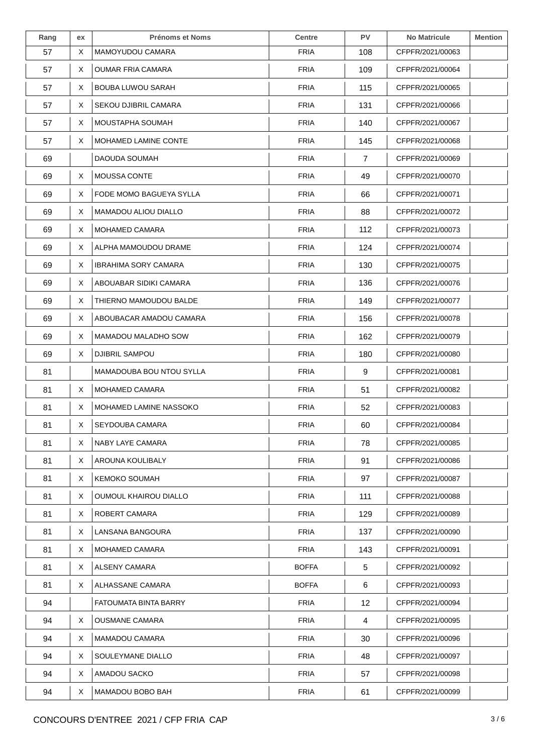| Rang | ex | Prénoms et Noms | Centre | PV | No Matricule | Mention |
|---|---|---|---|---|---|---|
| 57 | X | MAMOYUDOU CAMARA | FRIA | 108 | CFPFR/2021/00063 | |
| 57 | X | OUMAR FRIA CAMARA | FRIA | 109 | CFPFR/2021/00064 | |
| 57 | X | BOUBA LUWOU SARAH | FRIA | 115 | CFPFR/2021/00065 | |
| 57 | X | SEKOU DJIBRIL CAMARA | FRIA | 131 | CFPFR/2021/00066 | |
| 57 | X | MOUSTAPHA SOUMAH | FRIA | 140 | CFPFR/2021/00067 | |
| 57 | X | MOHAMED LAMINE CONTE | FRIA | 145 | CFPFR/2021/00068 | |
| 69 | | DAOUDA SOUMAH | FRIA | 7 | CFPFR/2021/00069 | |
| 69 | X | MOUSSA CONTE | FRIA | 49 | CFPFR/2021/00070 | |
| 69 | X | FODE MOMO BAGUEYA SYLLA | FRIA | 66 | CFPFR/2021/00071 | |
| 69 | X | MAMADOU ALIOU DIALLO | FRIA | 88 | CFPFR/2021/00072 | |
| 69 | X | MOHAMED CAMARA | FRIA | 112 | CFPFR/2021/00073 | |
| 69 | X | ALPHA MAMOUDOU DRAME | FRIA | 124 | CFPFR/2021/00074 | |
| 69 | X | IBRAHIMA SORY CAMARA | FRIA | 130 | CFPFR/2021/00075 | |
| 69 | X | ABOUABAR SIDIKI CAMARA | FRIA | 136 | CFPFR/2021/00076 | |
| 69 | X | THIERNO MAMOUDOU BALDE | FRIA | 149 | CFPFR/2021/00077 | |
| 69 | X | ABOUBACAR AMADOU CAMARA | FRIA | 156 | CFPFR/2021/00078 | |
| 69 | X | MAMADOU MALADHO SOW | FRIA | 162 | CFPFR/2021/00079 | |
| 69 | X | DJIBRIL SAMPOU | FRIA | 180 | CFPFR/2021/00080 | |
| 81 | | MAMADOUBA BOU NTOU SYLLA | FRIA | 9 | CFPFR/2021/00081 | |
| 81 | X | MOHAMED CAMARA | FRIA | 51 | CFPFR/2021/00082 | |
| 81 | X | MOHAMED LAMINE NASSOKO | FRIA | 52 | CFPFR/2021/00083 | |
| 81 | X | SEYDOUBA CAMARA | FRIA | 60 | CFPFR/2021/00084 | |
| 81 | X | NABY LAYE CAMARA | FRIA | 78 | CFPFR/2021/00085 | |
| 81 | X | AROUNA KOULIBALY | FRIA | 91 | CFPFR/2021/00086 | |
| 81 | X | KEMOKO SOUMAH | FRIA | 97 | CFPFR/2021/00087 | |
| 81 | X | OUMOUL KHAIROU DIALLO | FRIA | 111 | CFPFR/2021/00088 | |
| 81 | X | ROBERT CAMARA | FRIA | 129 | CFPFR/2021/00089 | |
| 81 | X | LANSANA BANGOURA | FRIA | 137 | CFPFR/2021/00090 | |
| 81 | X | MOHAMED CAMARA | FRIA | 143 | CFPFR/2021/00091 | |
| 81 | X | ALSENY CAMARA | BOFFA | 5 | CFPFR/2021/00092 | |
| 81 | X | ALHASSANE CAMARA | BOFFA | 6 | CFPFR/2021/00093 | |
| 94 | | FATOUMATA BINTA BARRY | FRIA | 12 | CFPFR/2021/00094 | |
| 94 | X | OUSMANE CAMARA | FRIA | 4 | CFPFR/2021/00095 | |
| 94 | X | MAMADOU CAMARA | FRIA | 30 | CFPFR/2021/00096 | |
| 94 | X | SOULEYMANE DIALLO | FRIA | 48 | CFPFR/2021/00097 | |
| 94 | X | AMADOU SACKO | FRIA | 57 | CFPFR/2021/00098 | |
| 94 | X | MAMADOU BOBO BAH | FRIA | 61 | CFPFR/2021/00099 | |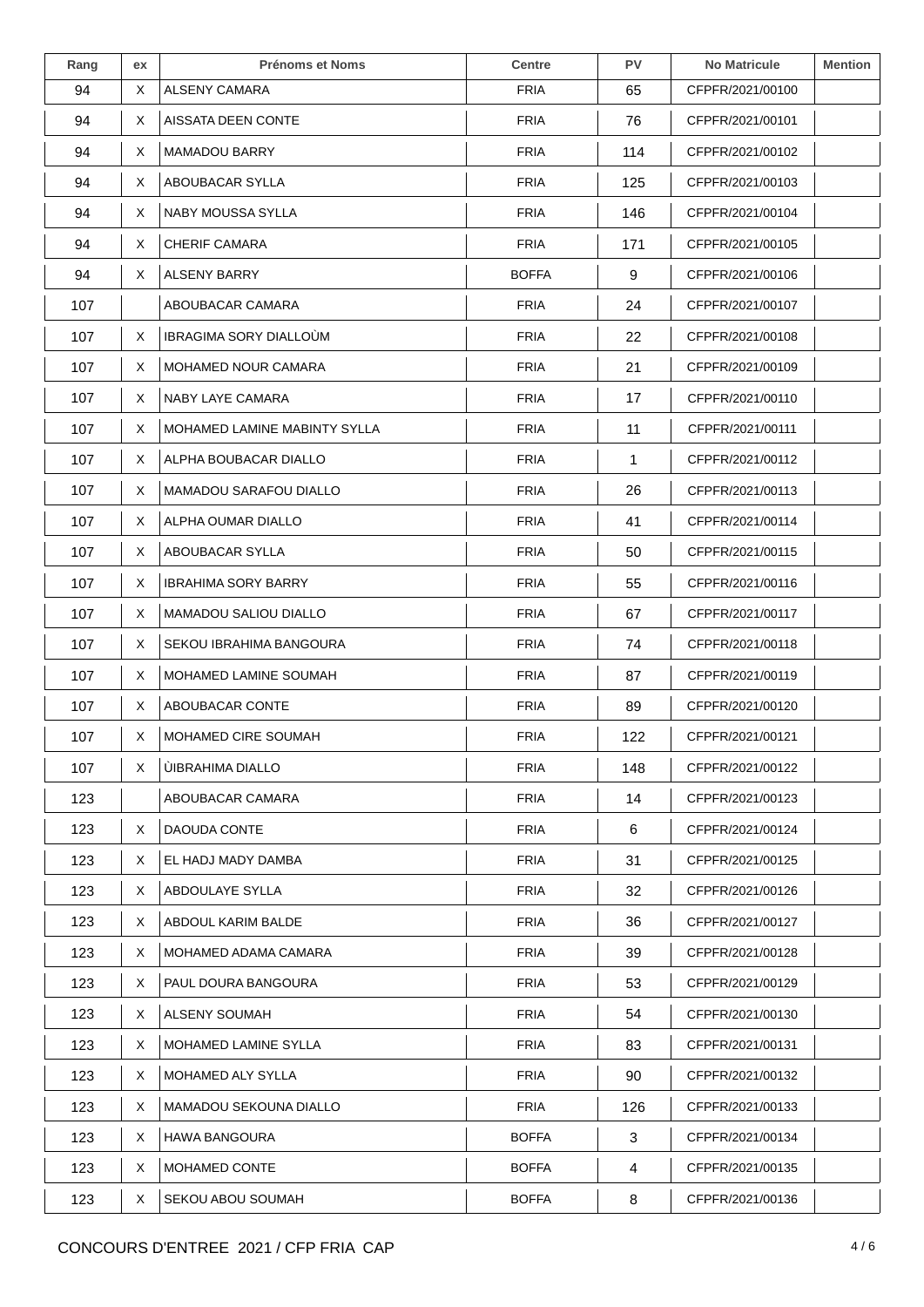| Rang | ex | Prénoms et Noms | Centre | PV | No Matricule | Mention |
|---|---|---|---|---|---|---|
| 94 | X | ALSENY CAMARA | FRIA | 65 | CFPFR/2021/00100 | |
| 94 | X | AISSATA DEEN CONTE | FRIA | 76 | CFPFR/2021/00101 | |
| 94 | X | MAMADOU BARRY | FRIA | 114 | CFPFR/2021/00102 | |
| 94 | X | ABOUBACAR SYLLA | FRIA | 125 | CFPFR/2021/00103 | |
| 94 | X | NABY MOUSSA SYLLA | FRIA | 146 | CFPFR/2021/00104 | |
| 94 | X | CHERIF CAMARA | FRIA | 171 | CFPFR/2021/00105 | |
| 94 | X | ALSENY BARRY | BOFFA | 9 | CFPFR/2021/00106 | |
| 107 | | ABOUBACAR CAMARA | FRIA | 24 | CFPFR/2021/00107 | |
| 107 | X | IBRAGIMA SORY DIALLOÙM | FRIA | 22 | CFPFR/2021/00108 | |
| 107 | X | MOHAMED NOUR CAMARA | FRIA | 21 | CFPFR/2021/00109 | |
| 107 | X | NABY LAYE CAMARA | FRIA | 17 | CFPFR/2021/00110 | |
| 107 | X | MOHAMED LAMINE MABINTY SYLLA | FRIA | 11 | CFPFR/2021/00111 | |
| 107 | X | ALPHA BOUBACAR DIALLO | FRIA | 1 | CFPFR/2021/00112 | |
| 107 | X | MAMADOU SARAFOU DIALLO | FRIA | 26 | CFPFR/2021/00113 | |
| 107 | X | ALPHA OUMAR DIALLO | FRIA | 41 | CFPFR/2021/00114 | |
| 107 | X | ABOUBACAR SYLLA | FRIA | 50 | CFPFR/2021/00115 | |
| 107 | X | IBRAHIMA SORY BARRY | FRIA | 55 | CFPFR/2021/00116 | |
| 107 | X | MAMADOU SALIOU DIALLO | FRIA | 67 | CFPFR/2021/00117 | |
| 107 | X | SEKOU IBRAHIMA BANGOURA | FRIA | 74 | CFPFR/2021/00118 | |
| 107 | X | MOHAMED LAMINE SOUMAH | FRIA | 87 | CFPFR/2021/00119 | |
| 107 | X | ABOUBACAR CONTE | FRIA | 89 | CFPFR/2021/00120 | |
| 107 | X | MOHAMED CIRE SOUMAH | FRIA | 122 | CFPFR/2021/00121 | |
| 107 | X | ÙIBRAHIMA DIALLO | FRIA | 148 | CFPFR/2021/00122 | |
| 123 | | ABOUBACAR CAMARA | FRIA | 14 | CFPFR/2021/00123 | |
| 123 | X | DAOUDA CONTE | FRIA | 6 | CFPFR/2021/00124 | |
| 123 | X | EL HADJ MADY DAMBA | FRIA | 31 | CFPFR/2021/00125 | |
| 123 | X | ABDOULAYE SYLLA | FRIA | 32 | CFPFR/2021/00126 | |
| 123 | X | ABDOUL KARIM BALDE | FRIA | 36 | CFPFR/2021/00127 | |
| 123 | X | MOHAMED ADAMA CAMARA | FRIA | 39 | CFPFR/2021/00128 | |
| 123 | X | PAUL DOURA BANGOURA | FRIA | 53 | CFPFR/2021/00129 | |
| 123 | X | ALSENY SOUMAH | FRIA | 54 | CFPFR/2021/00130 | |
| 123 | X | MOHAMED LAMINE SYLLA | FRIA | 83 | CFPFR/2021/00131 | |
| 123 | X | MOHAMED ALY SYLLA | FRIA | 90 | CFPFR/2021/00132 | |
| 123 | X | MAMADOU SEKOUNA DIALLO | FRIA | 126 | CFPFR/2021/00133 | |
| 123 | X | HAWA BANGOURA | BOFFA | 3 | CFPFR/2021/00134 | |
| 123 | X | MOHAMED CONTE | BOFFA | 4 | CFPFR/2021/00135 | |
| 123 | X | SEKOU ABOU SOUMAH | BOFFA | 8 | CFPFR/2021/00136 | |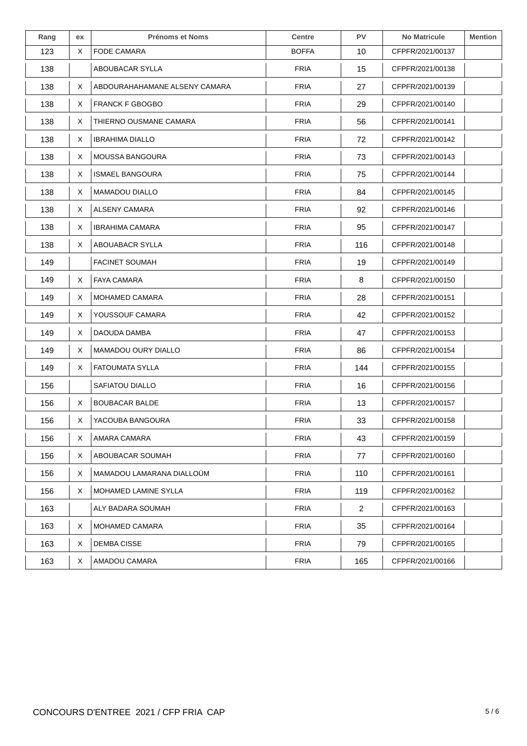| Rang | ex | Prénoms et Noms | Centre | PV | No Matricule | Mention |
|---|---|---|---|---|---|---|
| 123 | X | FODE CAMARA | BOFFA | 10 | CFPFR/2021/00137 | |
| 138 | | ABOUBACAR SYLLA | FRIA | 15 | CFPFR/2021/00138 | |
| 138 | X | ABDOURAHAHAMANE ALSENY CAMARA | FRIA | 27 | CFPFR/2021/00139 | |
| 138 | X | FRANCK F GBOGBO | FRIA | 29 | CFPFR/2021/00140 | |
| 138 | X | THIERNO OUSMANE CAMARA | FRIA | 56 | CFPFR/2021/00141 | |
| 138 | X | IBRAHIMA DIALLO | FRIA | 72 | CFPFR/2021/00142 | |
| 138 | X | MOUSSA BANGOURA | FRIA | 73 | CFPFR/2021/00143 | |
| 138 | X | ISMAEL BANGOURA | FRIA | 75 | CFPFR/2021/00144 | |
| 138 | X | MAMADOU DIALLO | FRIA | 84 | CFPFR/2021/00145 | |
| 138 | X | ALSENY CAMARA | FRIA | 92 | CFPFR/2021/00146 | |
| 138 | X | IBRAHIMA CAMARA | FRIA | 95 | CFPFR/2021/00147 | |
| 138 | X | ABOUABACR SYLLA | FRIA | 116 | CFPFR/2021/00148 | |
| 149 | | FACINET SOUMAH | FRIA | 19 | CFPFR/2021/00149 | |
| 149 | X | FAYA CAMARA | FRIA | 8 | CFPFR/2021/00150 | |
| 149 | X | MOHAMED CAMARA | FRIA | 28 | CFPFR/2021/00151 | |
| 149 | X | YOUSSOUF CAMARA | FRIA | 42 | CFPFR/2021/00152 | |
| 149 | X | DAOUDA DAMBA | FRIA | 47 | CFPFR/2021/00153 | |
| 149 | X | MAMADOU OURY DIALLO | FRIA | 86 | CFPFR/2021/00154 | |
| 149 | X | FATOUMATA SYLLA | FRIA | 144 | CFPFR/2021/00155 | |
| 156 | | SAFIATOU DIALLO | FRIA | 16 | CFPFR/2021/00156 | |
| 156 | X | BOUBACAR BALDE | FRIA | 13 | CFPFR/2021/00157 | |
| 156 | X | YACOUBA BANGOURA | FRIA | 33 | CFPFR/2021/00158 | |
| 156 | X | AMARA CAMARA | FRIA | 43 | CFPFR/2021/00159 | |
| 156 | X | ABOUBACAR SOUMAH | FRIA | 77 | CFPFR/2021/00160 | |
| 156 | X | MAMADOU LAMARANA DIALLOÙM | FRIA | 110 | CFPFR/2021/00161 | |
| 156 | X | MOHAMED LAMINE SYLLA | FRIA | 119 | CFPFR/2021/00162 | |
| 163 | | ALY BADARA SOUMAH | FRIA | 2 | CFPFR/2021/00163 | |
| 163 | X | MOHAMED CAMARA | FRIA | 35 | CFPFR/2021/00164 | |
| 163 | X | DEMBA CISSE | FRIA | 79 | CFPFR/2021/00165 | |
| 163 | X | AMADOU CAMARA | FRIA | 165 | CFPFR/2021/00166 | |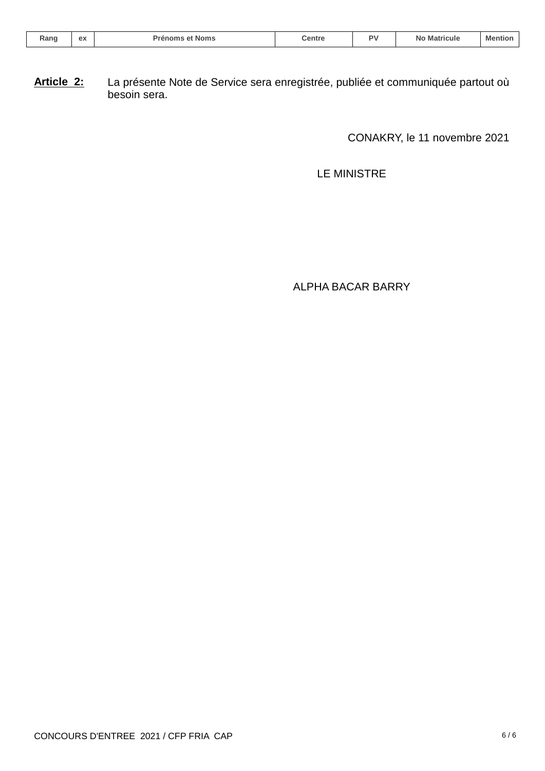| Rang | ex | Prénoms et Noms | Centre | PV | No Matricule | Mention |
|---|---|---|---|---|---|---|

**Article 2:** La présente Note de Service sera enregistrée, publiée et communiquée partout où besoin sera.

CONAKRY, le 11 novembre 2021

LE MINISTRE

ALPHA BACAR BARRY